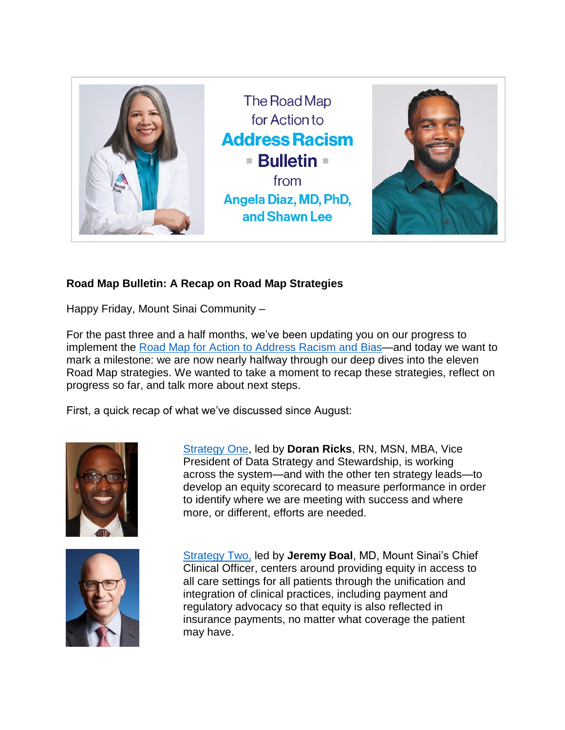The Road Map for Action to **Address Racism**

**Bulletin**

from **Angela Diaz, MD, PhD, and Shawn Lee**

**Road Map Bulletin: A Recap on Road Map Strategies**

Happy Friday, Mount Sinai Community –

For the past three and a half months, we've been updating you on our progress to implement the Road Map for Action to Address Racism and Bias—and today we want to mark a milestone: we are now nearly halfway through our deep dives into the eleven Road Map strategies. We wanted to take a moment to recap these strategies, reflect on progress so far, and talk more about next steps.

First, a quick recap of what we've discussed since August:

Strategy One, led by **Doran Ricks**, RN, MSN, MBA, Vice President of Data Strategy and Stewardship, is working across the system—and with the other ten strategy leads—to develop an equity scorecard to measure performance in order to identify where we are meeting with success and where more, or different, efforts are needed.

Strategy Two, led by **Jeremy Boal**, MD, Mount Sinai's Chief Clinical Officer, centers around providing equity in access to all care settings for all patients through the unification and integration of clinical practices, including payment and regulatory advocacy so that equity is also reflected in insurance payments, no matter what coverage the patient may have.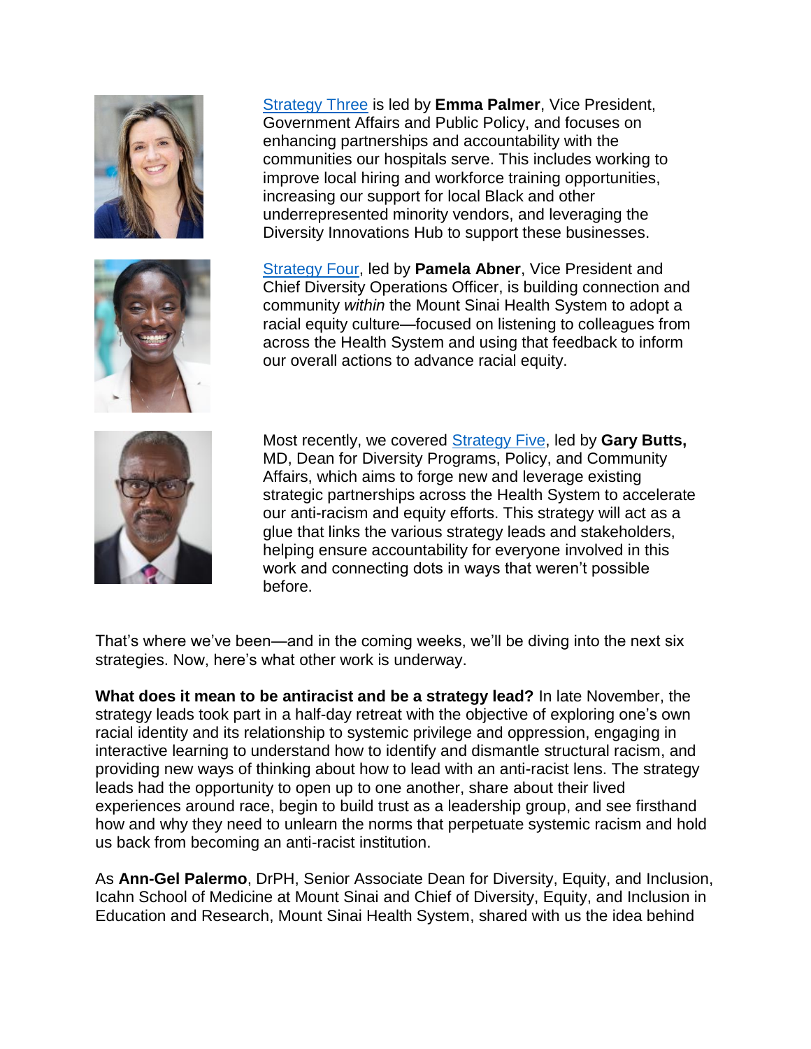Strategy Three is led by **Emma Palmer**, Vice President, Government Affairs and Public Policy, and focuses on enhancing partnerships and accountability with the communities our hospitals serve. This includes working to improve local hiring and workforce training opportunities, increasing our support for local Black and other underrepresented minority vendors, and leveraging the Diversity Innovations Hub to support these businesses.

Strategy Four, led by **Pamela Abner**, Vice President and Chief Diversity Operations Officer, is building connection and community *within* the Mount Sinai Health System to adopt a racial equity culture—focused on listening to colleagues from across the Health System and using that feedback to inform our overall actions to advance racial equity.

Most recently, we covered Strategy Five, led by **Gary Butts,** MD, Dean for Diversity Programs, Policy, and Community Affairs, which aims to forge new and leverage existing strategic partnerships across the Health System to accelerate our anti-racism and equity efforts. This strategy will act as a glue that links the various strategy leads and stakeholders, helping ensure accountability for everyone involved in this work and connecting dots in ways that weren't possible before.

That's where we've been—and in the coming weeks, we'll be diving into the next six strategies. Now, here's what other work is underway.

**What does it mean to be antiracist and be a strategy lead?** In late November, the strategy leads took part in a half-day retreat with the objective of exploring one's own racial identity and its relationship to systemic privilege and oppression, engaging in interactive learning to understand how to identify and dismantle structural racism, and providing new ways of thinking about how to lead with an anti-racist lens. The strategy leads had the opportunity to open up to one another, share about their lived experiences around race, begin to build trust as a leadership group, and see firsthand how and why they need to unlearn the norms that perpetuate systemic racism and hold us back from becoming an anti-racist institution.

As **Ann-Gel Palermo**, DrPH, Senior Associate Dean for Diversity, Equity, and Inclusion, Icahn School of Medicine at Mount Sinai and Chief of Diversity, Equity, and Inclusion in Education and Research, Mount Sinai Health System, shared with us the idea behind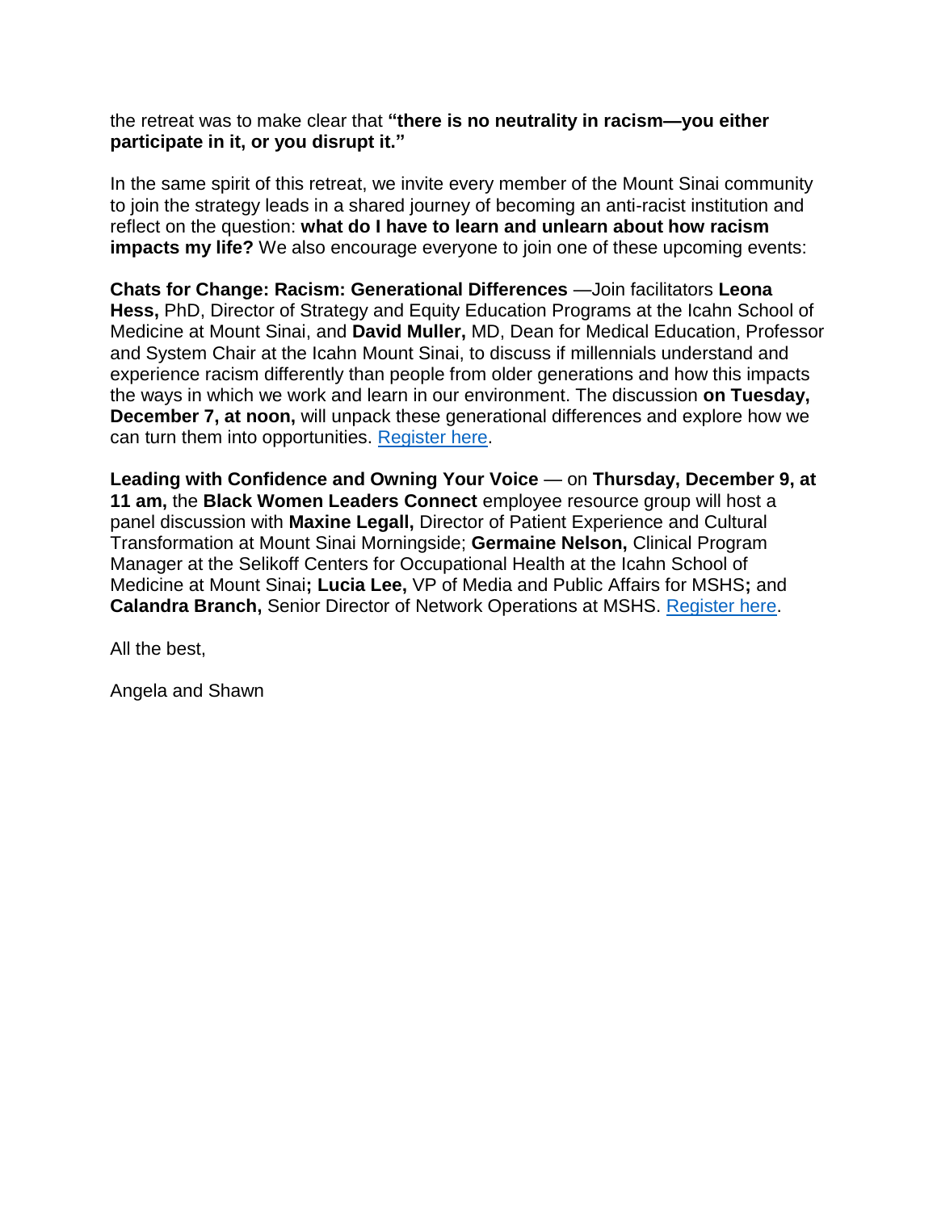the retreat was to make clear that **"there is no neutrality in racism—you either participate in it, or you disrupt it."**

In the same spirit of this retreat, we invite every member of the Mount Sinai community to join the strategy leads in a shared journey of becoming an anti-racist institution and reflect on the question: **what do I have to learn and unlearn about how racism impacts my life?** We also encourage everyone to join one of these upcoming events:

**Chats for Change: Racism: Generational Differences** —Join facilitators **Leona Hess,** PhD, Director of Strategy and Equity Education Programs at the Icahn School of Medicine at Mount Sinai, and **David Muller,** MD, Dean for Medical Education, Professor and System Chair at the Icahn Mount Sinai, to discuss if millennials understand and experience racism differently than people from older generations and how this impacts the ways in which we work and learn in our environment. The discussion **on Tuesday, December 7, at noon,** will unpack these generational differences and explore how we can turn them into opportunities. Register here.

**Leading with Confidence and Owning Your Voice** — on **Thursday, December 9, at 11 am,** the **Black Women Leaders Connect** employee resource group will host a panel discussion with **Maxine Legall,** Director of Patient Experience and Cultural Transformation at Mount Sinai Morningside; **Germaine Nelson,** Clinical Program Manager at the Selikoff Centers for Occupational Health at the Icahn School of Medicine at Mount Sinai**; Lucia Lee,** VP of Media and Public Affairs for MSHS**;** and **Calandra Branch,** Senior Director of Network Operations at MSHS. Register here.

All the best,

Angela and Shawn